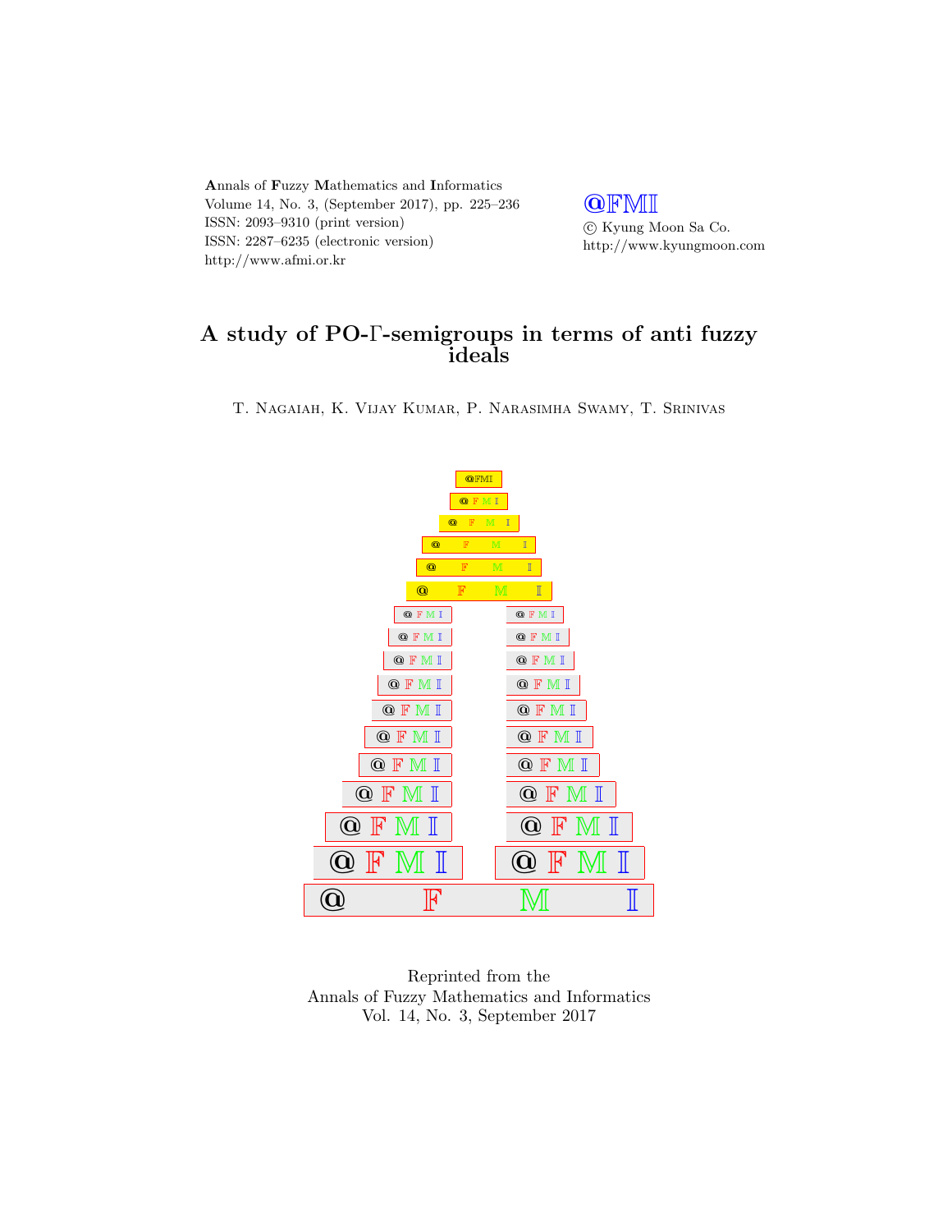**A**nnals of **F**uzzy **M**athematics and **I**nformatics
Volume 14, No. 3, (September 2017), pp. 225–236
ISSN: 2093–9310 (print version)
ISSN: 2287–6235 (electronic version)
http://www.afmi.or.kr

@FMI
© Kyung Moon Sa Co.
http://www.kyungmoon.com

# A study of PO-Γ-semigroups in terms of anti fuzzy ideals

T. Nagaiah, K. Vijay Kumar, P. Narasimha Swamy, T. Srinivas

Reprinted from the
Annals of Fuzzy Mathematics and Informatics
Vol. 14, No. 3, September 2017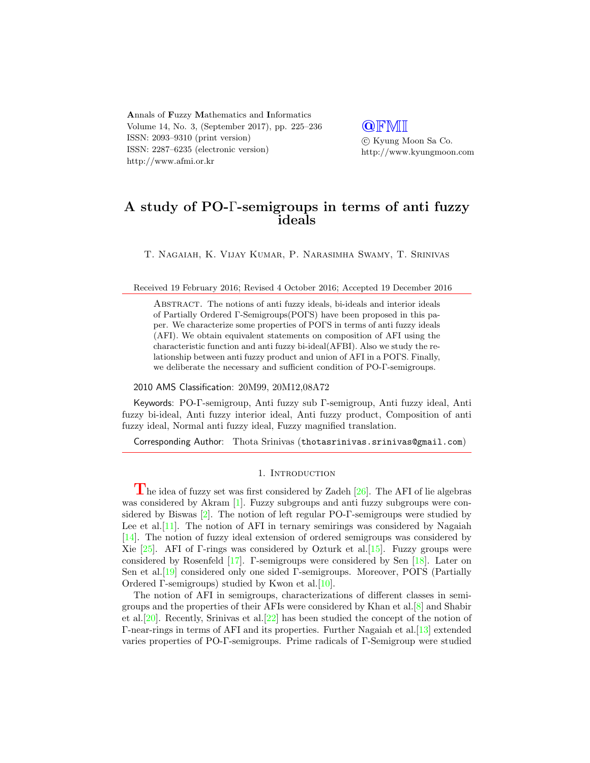A study of PO-Γ-semigroups in terms of anti fuzzy ideals

T. Nagaiah, K. Vijay Kumar, P. Narasimha Swamy, T. Srinivas

Received 19 February 2016; Revised 4 October 2016; Accepted 19 December 2016

Abstract. The notions of anti fuzzy ideals, bi-ideals and interior ideals of Partially Ordered Γ-Semigroups(POΓS) have been proposed in this paper. We characterize some properties of POΓS in terms of anti fuzzy ideals (AFI). We obtain equivalent statements on composition of AFI using the characteristic function and anti fuzzy bi-ideal(AFBI). Also we study the relationship between anti fuzzy product and union of AFI in a POΓS. Finally, we deliberate the necessary and sufficient condition of PO-Γ-semigroups.

2010 AMS Classification: 20M99, 20M12,08A72

Keywords: PO-Γ-semigroup, Anti fuzzy sub Γ-semigroup, Anti fuzzy ideal, Anti fuzzy bi-ideal, Anti fuzzy interior ideal, Anti fuzzy product, Composition of anti fuzzy ideal, Normal anti fuzzy ideal, Fuzzy magnified translation.

Corresponding Author: Thota Srinivas (thotasrinivas.srinivas@gmail.com)

## 1. Introduction

The idea of fuzzy set was first considered by Zadeh [26]. The AFI of lie algebras was considered by Akram [1]. Fuzzy subgroups and anti fuzzy subgroups were considered by Biswas [2]. The notion of left regular PO-Γ-semigroups were studied by Lee et al.[11]. The notion of AFI in ternary semirings was considered by Nagaiah [14]. The notion of fuzzy ideal extension of ordered semigroups was considered by Xie [25]. AFI of Γ-rings was considered by Ozturk et al.[15]. Fuzzy groups were considered by Rosenfeld [17]. Γ-semigroups were considered by Sen [18]. Later on Sen et al.[19] considered only one sided Γ-semigroups. Moreover, POΓS (Partially Ordered Γ-semigroups) studied by Kwon et al.[10].

The notion of AFI in semigroups, characterizations of different classes in semigroups and the properties of their AFIs were considered by Khan et al.[8] and Shabir et al.[20]. Recently, Srinivas et al.[22] has been studied the concept of the notion of Γ-near-rings in terms of AFI and its properties. Further Nagaiah et al.[13] extended varies properties of PO-Γ-semigroups. Prime radicals of Γ-Semigroup were studied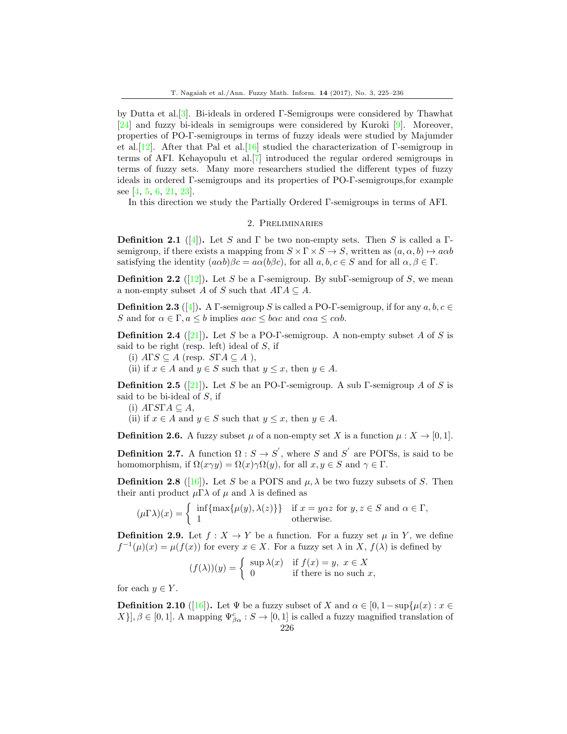by Dutta et al.[3]. Bi-ideals in ordered Γ-Semigroups were considered by Thawhat [24] and fuzzy bi-ideals in semigroups were considered by Kuroki [9]. Moreover, properties of PO-Γ-semigroups in terms of fuzzy ideals were studied by Majumder et al.[12]. After that Pal et al.[16] studied the characterization of Γ-semigroup in terms of AFI. Kehayopulu et al.[7] introduced the regular ordered semigroups in terms of fuzzy sets. Many more researchers studied the different types of fuzzy ideals in ordered Γ-semigroups and its properties of PO-Γ-semigroups,for example see [4, 5, 6, 21, 23].

In this direction we study the Partially Ordered Γ-semigroups in terms of AFI.

## 2. Preliminaries

**Definition 2.1** ([4]). Let $S$ and $\Gamma$ be two non-empty sets. Then $S$ is called a Γ-semigroup, if there exists a mapping from $S \times \Gamma \times S \to S$, written as $(a, \alpha, b) \mapsto a\alpha b$ satisfying the identity $(a\alpha b)\beta c = a\alpha(b\beta c)$, for all $a, b, c \in S$ and for all $\alpha, \beta \in \Gamma$.

**Definition 2.2** ([12]). Let $S$ be a Γ-semigroup. By subΓ-semigroup of $S$, we mean a non-empty subset $A$ of $S$ such that $A\Gamma A \subseteq A$.

**Definition 2.3** ([4]). A Γ-semigroup $S$ is called a PO-Γ-semigroup, if for any $a, b, c \in S$ and for $\alpha \in \Gamma, a \leq b$ implies $a\alpha c \leq b\alpha c$ and $c\alpha a \leq c\alpha b$.

**Definition 2.4** ([21]). Let $S$ be a PO-Γ-semigroup. A non-empty subset $A$ of $S$ is said to be right (resp. left) ideal of $S$, if

(i) $A\Gamma S \subseteq A$ (resp. $S\Gamma A \subseteq A$ ),

(ii) if $x \in A$ and $y \in S$ such that $y \leq x$, then $y \in A$.

**Definition 2.5** ([21]). Let $S$ be an PO-Γ-semigroup. A sub Γ-semigroup $A$ of $S$ is said to be bi-ideal of $S$, if

(i) $A\Gamma S\Gamma A \subseteq A$,

(ii) if $x \in A$ and $y \in S$ such that $y \leq x$, then $y \in A$.

**Definition 2.6.** A fuzzy subset $\mu$ of a non-empty set $X$ is a function $\mu : X \to [0, 1]$.

**Definition 2.7.** A function $\Omega : S \to S'$, where $S$ and $S'$ are POΓSs, is said to be homomorphism, if $\Omega(x\gamma y) = \Omega(x)\gamma\Omega(y)$, for all $x, y \in S$ and $\gamma \in \Gamma$.

**Definition 2.8** ([16]). Let $S$ be a POΓS and $\mu, \lambda$ be two fuzzy subsets of $S$. Then their anti product $\mu\Gamma\lambda$ of $\mu$ and $\lambda$ is defined as

$$(\mu\Gamma\lambda)(x) = \begin{cases} \inf\{\max\{\mu(y), \lambda(z)\}\} & \text{if } x = y\alpha z \text{ for } y, z \in S \text{ and } \alpha \in \Gamma, \\ 1 & \text{otherwise.} \end{cases}$$

**Definition 2.9.** Let $f : X \to Y$ be a function. For a fuzzy set $\mu$ in $Y$, we define $f^{-1}(\mu)(x) = \mu(f(x))$ for every $x \in X$. For a fuzzy set $\lambda$ in $X$, $f(\lambda)$ is defined by

$$(f(\lambda))(y) = \begin{cases} \sup \lambda(x) & \text{if } f(x) = y, \ x \in X \\ 0 & \text{if there is no such } x, \end{cases}$$

for each $y \in Y$.

**Definition 2.10** ([16]). Let $\Psi$ be a fuzzy subset of $X$ and $\alpha \in [0, 1 - \sup\{\mu(x) : x \in X\}], \beta \in [0, 1]$. A mapping $\Psi^c_{\beta\alpha} : S \to [0, 1]$ is called a fuzzy magnified translation of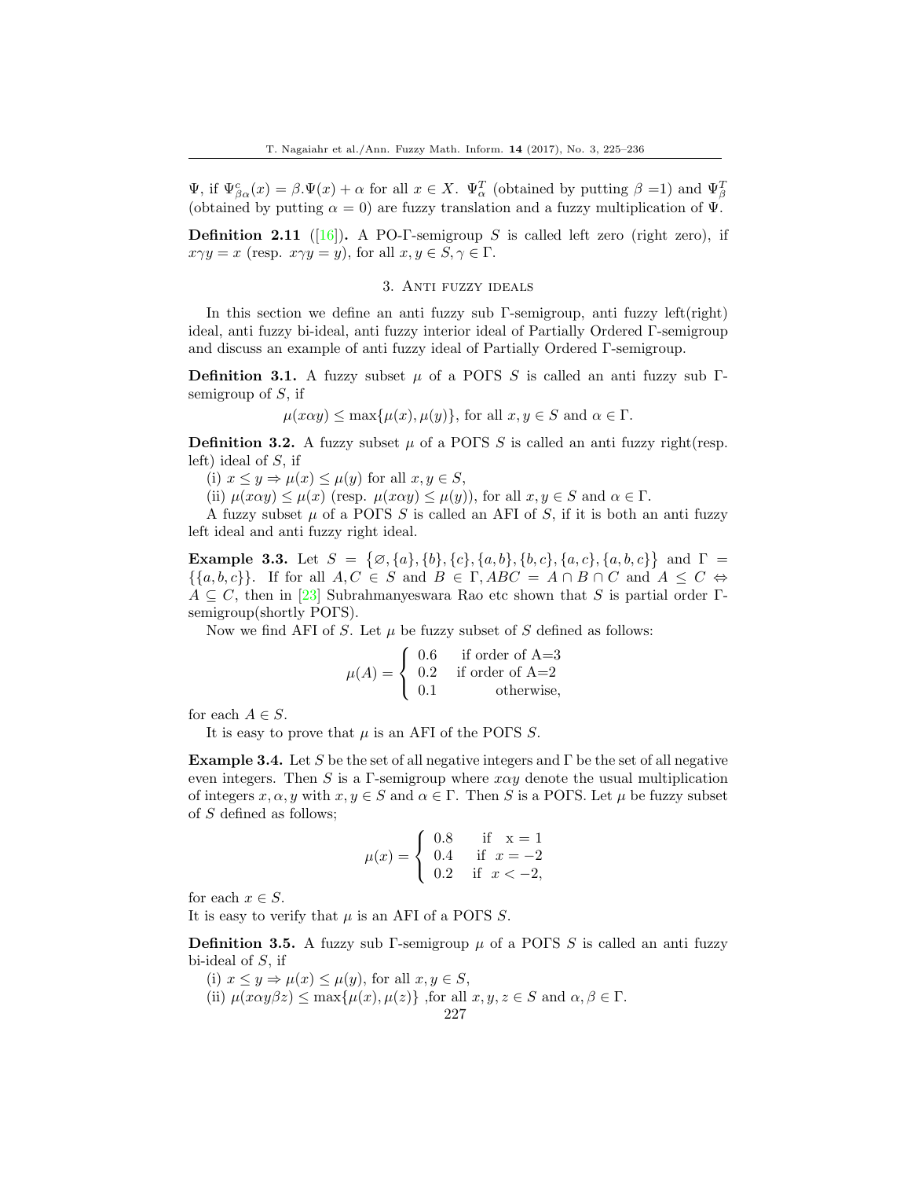$\Psi$, if $\Psi^c_{\beta\alpha}(x) = \beta.\Psi(x) + \alpha$ for all $x \in X$. $\Psi^T_\alpha$ (obtained by putting $\beta$ =1) and $\Psi^T_\beta$ (obtained by putting $\alpha = 0$) are fuzzy translation and a fuzzy multiplication of $\Psi$.

**Definition 2.11** ([16]). A PO-$\Gamma$-semigroup $S$ is called left zero (right zero), if $x\gamma y = x$ (resp. $x\gamma y = y$), for all $x, y \in S, \gamma \in \Gamma$.

## 3. Anti fuzzy ideals

In this section we define an anti fuzzy sub $\Gamma$-semigroup, anti fuzzy left(right) ideal, anti fuzzy bi-ideal, anti fuzzy interior ideal of Partially Ordered $\Gamma$-semigroup and discuss an example of anti fuzzy ideal of Partially Ordered $\Gamma$-semigroup.

**Definition 3.1.** A fuzzy subset $\mu$ of a PO$\Gamma$S $S$ is called an anti fuzzy sub $\Gamma$-semigroup of $S$, if

$$\mu(x\alpha y) \leq \max\{\mu(x), \mu(y)\}, \text{ for all } x, y \in S \text{ and } \alpha \in \Gamma.$$

**Definition 3.2.** A fuzzy subset $\mu$ of a PO$\Gamma$S $S$ is called an anti fuzzy right(resp. left) ideal of $S$, if

(i) $x \leq y \Rightarrow \mu(x) \leq \mu(y)$ for all $x, y \in S$,

(ii) $\mu(x\alpha y) \leq \mu(x)$ (resp. $\mu(x\alpha y) \leq \mu(y)$), for all $x, y \in S$ and $\alpha \in \Gamma$.

A fuzzy subset $\mu$ of a PO$\Gamma$S $S$ is called an AFI of $S$, if it is both an anti fuzzy left ideal and anti fuzzy right ideal.

**Example 3.3.** Let $S = \{\varnothing, \{a\}, \{b\}, \{c\}, \{a, b\}, \{b, c\}, \{a, c\}, \{a, b, c\}\}$ and $\Gamma = \{\{a, b, c\}\}$. If for all $A, C \in S$ and $B \in \Gamma, ABC = A \cap B \cap C$ and $A \leq C \Leftrightarrow A \subseteq C$, then in [23] Subrahmanyeswara Rao etc shown that $S$ is partial order $\Gamma$-semigroup(shortly PO$\Gamma$S).

Now we find AFI of $S$. Let $\mu$ be fuzzy subset of $S$ defined as follows:

$$\mu(A) = \begin{cases} 0.6 & \text{if order of A=3} \\ 0.2 & \text{if order of A=2} \\ 0.1 & \text{otherwise,} \end{cases}$$

for each $A \in S$.

It is easy to prove that $\mu$ is an AFI of the PO$\Gamma$S $S$.

**Example 3.4.** Let $S$ be the set of all negative integers and $\Gamma$ be the set of all negative even integers. Then $S$ is a $\Gamma$-semigroup where $x\alpha y$ denote the usual multiplication of integers $x, \alpha, y$ with $x, y \in S$ and $\alpha \in \Gamma$. Then $S$ is a PO$\Gamma$S. Let $\mu$ be fuzzy subset of $S$ defined as follows;

$$\mu(x) = \begin{cases} 0.8 & \text{if } x = 1 \\ 0.4 & \text{if } x = -2 \\ 0.2 & \text{if } x < -2, \end{cases}$$

for each $x \in S$.

It is easy to verify that $\mu$ is an AFI of a PO$\Gamma$S $S$.

**Definition 3.5.** A fuzzy sub $\Gamma$-semigroup $\mu$ of a PO$\Gamma$S $S$ is called an anti fuzzy bi-ideal of $S$, if

(i) $x \leq y \Rightarrow \mu(x) \leq \mu(y)$, for all $x, y \in S$,

(ii) $\mu(x\alpha y\beta z) \leq \max\{\mu(x), \mu(z)\}$ ,for all $x, y, z \in S$ and $\alpha, \beta \in \Gamma$.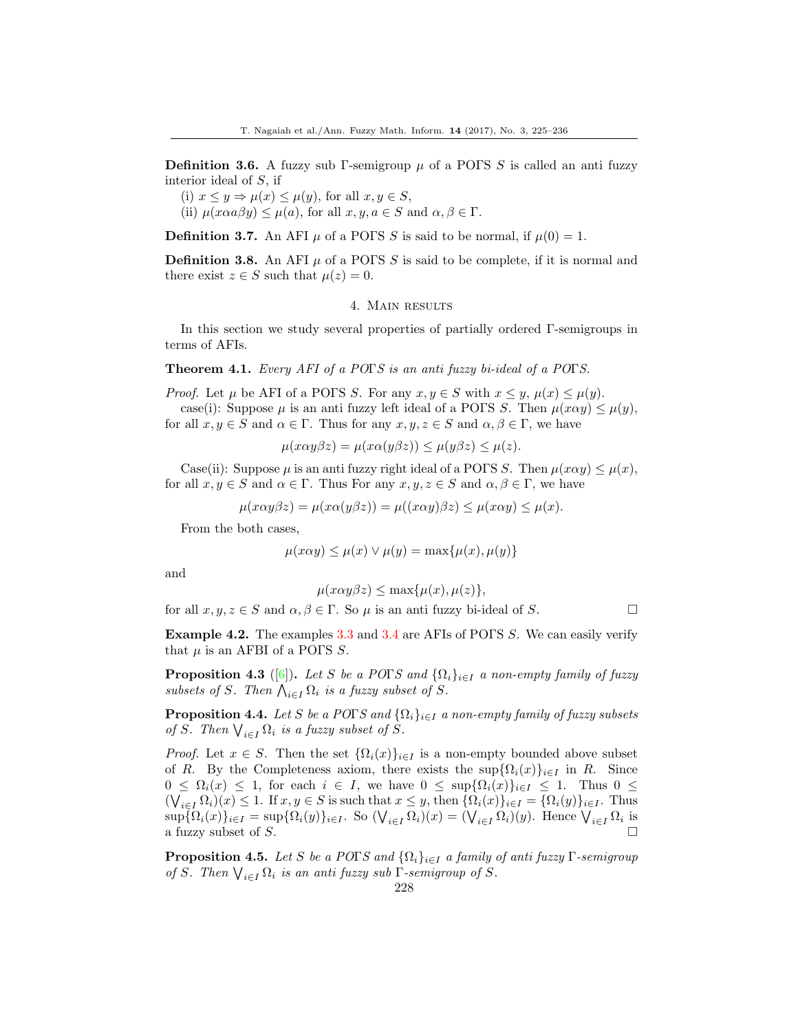**Definition 3.6.** A fuzzy sub $\Gamma$-semigroup $\mu$ of a PO$\Gamma$S $S$ is called an anti fuzzy interior ideal of $S$, if

(i) $x \leq y \Rightarrow \mu(x) \leq \mu(y)$, for all $x, y \in S$,
(ii) $\mu(x\alpha a\beta y) \leq \mu(a)$, for all $x, y, a \in S$ and $\alpha, \beta \in \Gamma$.

**Definition 3.7.** An AFI $\mu$ of a PO$\Gamma$S $S$ is said to be normal, if $\mu(0) = 1$.

**Definition 3.8.** An AFI $\mu$ of a PO$\Gamma$S $S$ is said to be complete, if it is normal and there exist $z \in S$ such that $\mu(z) = 0$.

## 4. Main results

In this section we study several properties of partially ordered $\Gamma$-semigroups in terms of AFIs.

**Theorem 4.1.** *Every AFI of a PO$\Gamma$S is an anti fuzzy bi-ideal of a PO$\Gamma$S.*

*Proof.* Let $\mu$ be AFI of a PO$\Gamma$S $S$. For any $x, y \in S$ with $x \leq y$, $\mu(x) \leq \mu(y)$.

case(i): Suppose $\mu$ is an anti fuzzy left ideal of a PO$\Gamma$S $S$. Then $\mu(x\alpha y) \leq \mu(y)$, for all $x, y \in S$ and $\alpha \in \Gamma$. Thus for any $x, y, z \in S$ and $\alpha, \beta \in \Gamma$, we have

$$\mu(x\alpha y\beta z) = \mu(x\alpha(y\beta z)) \leq \mu(y\beta z) \leq \mu(z).$$

Case(ii): Suppose $\mu$ is an anti fuzzy right ideal of a PO$\Gamma$S $S$. Then $\mu(x\alpha y) \leq \mu(x)$, for all $x, y \in S$ and $\alpha \in \Gamma$. Thus For any $x, y, z \in S$ and $\alpha, \beta \in \Gamma$, we have

$$\mu(x\alpha y\beta z) = \mu(x\alpha(y\beta z)) = \mu((x\alpha y)\beta z) \leq \mu(x\alpha y) \leq \mu(x).$$

From the both cases,

$$\mu(x\alpha y) \leq \mu(x) \vee \mu(y) = \max\{\mu(x), \mu(y)\}$$

and

$$\mu(x\alpha y\beta z) \leq \max\{\mu(x), \mu(z)\},$$

for all $x, y, z \in S$ and $\alpha, \beta \in \Gamma$. So $\mu$ is an anti fuzzy bi-ideal of $S$. □

**Example 4.2.** The examples 3.3 and 3.4 are AFIs of PO$\Gamma$S $S$. We can easily verify that $\mu$ is an AFBI of a PO$\Gamma$S $S$.

**Proposition 4.3** ([6]). *Let $S$ be a PO$\Gamma$S and $\{\Omega_i\}_{i\in I}$ a non-empty family of fuzzy subsets of $S$. Then $\bigwedge_{i\in I} \Omega_i$ is a fuzzy subset of $S$.*

**Proposition 4.4.** *Let $S$ be a PO$\Gamma$S and $\{\Omega_i\}_{i\in I}$ a non-empty family of fuzzy subsets of $S$. Then $\bigvee_{i\in I} \Omega_i$ is a fuzzy subset of $S$.*

*Proof.* Let $x \in S$. Then the set $\{\Omega_i(x)\}_{i\in I}$ is a non-empty bounded above subset of $R$. By the Completeness axiom, there exists the $\sup\{\Omega_i(x)\}_{i\in I}$ in $R$. Since $0 \leq \Omega_i(x) \leq 1$, for each $i \in I$, we have $0 \leq \sup\{\Omega_i(x)\}_{i\in I} \leq 1$. Thus $0 \leq (\bigvee_{i\in I} \Omega_i)(x) \leq 1$. If $x, y \in S$ is such that $x \leq y$, then $\{\Omega_i(x)\}_{i\in I} = \{\Omega_i(y)\}_{i\in I}$. Thus $\sup\{\Omega_i(x)\}_{i\in I} = \sup\{\Omega_i(y)\}_{i\in I}$. So $(\bigvee_{i\in I} \Omega_i)(x) = (\bigvee_{i\in I} \Omega_i)(y)$. Hence $\bigvee_{i\in I} \Omega_i$ is a fuzzy subset of $S$. □

**Proposition 4.5.** *Let $S$ be a PO$\Gamma$S and $\{\Omega_i\}_{i\in I}$ a family of anti fuzzy $\Gamma$-semigroup of $S$. Then $\bigvee_{i\in I} \Omega_i$ is an anti fuzzy sub $\Gamma$-semigroup of $S$.*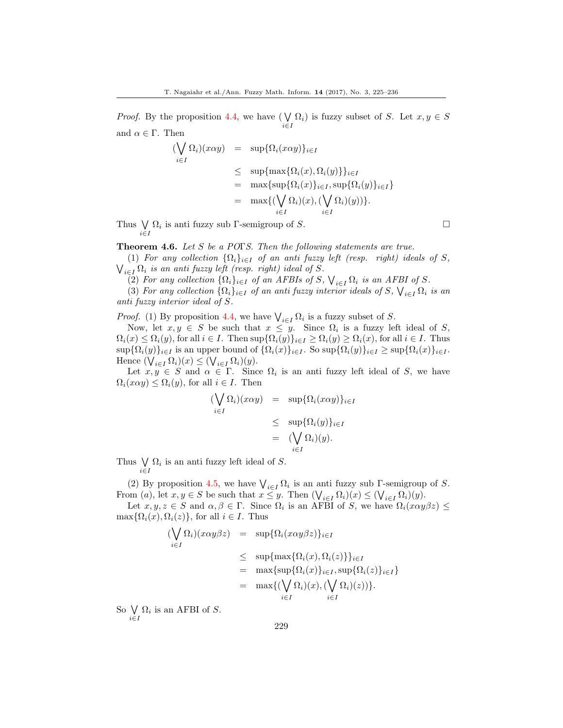*Proof.* By the proposition 4.4, we have $(\bigvee_{i\in I} \Omega_i)$ is fuzzy subset of $S$. Let $x, y \in S$ and $\alpha \in \Gamma$. Then

$$
\begin{aligned}
(\bigvee_{i\in I} \Omega_i)(x\alpha y) &= \sup\{\Omega_i(x\alpha y)\}_{i\in I} \\
&\leq \sup\{\max\{\Omega_i(x), \Omega_i(y)\}\}_{i\in I} \\
&= \max\{\sup\{\Omega_i(x)\}_{i\in I}, \sup\{\Omega_i(y)\}_{i\in I}\} \\
&= \max\{(\bigvee_{i\in I} \Omega_i)(x), (\bigvee_{i\in I} \Omega_i)(y))\}.
\end{aligned}
$$

Thus $\bigvee_{i\in I} \Omega_i$ is anti fuzzy sub $\Gamma$-semigroup of $S$. $\square$

**Theorem 4.6.** *Let $S$ be a PO$\Gamma$S. Then the following statements are true.*

*(1) For any collection $\{\Omega_i\}_{i\in I}$ of an anti fuzzy left (resp. right) ideals of $S$, $\bigvee_{i\in I} \Omega_i$ is an anti fuzzy left (resp. right) ideal of $S$.*

*(2) For any collection $\{\Omega_i\}_{i\in I}$ of an AFBIs of $S$, $\bigvee_{i\in I} \Omega_i$ is an AFBI of $S$.*

*(3) For any collection $\{\Omega_i\}_{i\in I}$ of an anti fuzzy interior ideals of $S$, $\bigvee_{i\in I} \Omega_i$ is an anti fuzzy interior ideal of $S$.*

*Proof.* (1) By proposition 4.4, we have $\bigvee_{i\in I} \Omega_i$ is a fuzzy subset of $S$.

Now, let $x, y \in S$ be such that $x \leq y$. Since $\Omega_i$ is a fuzzy left ideal of $S$, $\Omega_i(x) \leq \Omega_i(y)$, for all $i \in I$. Then $\sup\{\Omega_i(y)\}_{i\in I} \geq \Omega_i(y) \geq \Omega_i(x)$, for all $i \in I$. Thus $\sup\{\Omega_i(y)\}_{i\in I}$ is an upper bound of $\{\Omega_i(x)\}_{i\in I}$. So $\sup\{\Omega_i(y)\}_{i\in I} \geq \sup\{\Omega_i(x)\}_{i\in I}$. Hence $(\bigvee_{i\in I} \Omega_i)(x) \leq (\bigvee_{i\in I} \Omega_i)(y)$.

Let $x, y \in S$ and $\alpha \in \Gamma$. Since $\Omega_i$ is an anti fuzzy left ideal of $S$, we have $\Omega_i(x\alpha y) \leq \Omega_i(y)$, for all $i \in I$. Then

$$
\begin{aligned}
(\bigvee_{i\in I} \Omega_i)(x\alpha y) &= \sup\{\Omega_i(x\alpha y)\}_{i\in I} \\
&\leq \sup\{\Omega_i(y)\}_{i\in I} \\
&= (\bigvee_{i\in I} \Omega_i)(y).
\end{aligned}
$$

Thus $\bigvee_{i\in I} \Omega_i$ is an anti fuzzy left ideal of $S$.

(2) By proposition 4.5, we have $\bigvee_{i\in I} \Omega_i$ is an anti fuzzy sub $\Gamma$-semigroup of $S$. From $(a)$, let $x, y \in S$ be such that $x \leq y$. Then $(\bigvee_{i\in I} \Omega_i)(x) \leq (\bigvee_{i\in I} \Omega_i)(y)$.

Let $x, y, z \in S$ and $\alpha, \beta \in \Gamma$. Since $\Omega_i$ is an AFBI of $S$, we have $\Omega_i(x\alpha y\beta z) \leq \max\{\Omega_i(x), \Omega_i(z)\}$, for all $i \in I$. Thus

$$
\begin{aligned}
(\bigvee_{i\in I} \Omega_i)(x\alpha y\beta z) &= \sup\{\Omega_i(x\alpha y\beta z)\}_{i\in I} \\
&\leq \sup\{\max\{\Omega_i(x), \Omega_i(z)\}\}_{i\in I} \\
&= \max\{\sup\{\Omega_i(x)\}_{i\in I}, \sup\{\Omega_i(z)\}_{i\in I}\} \\
&= \max\{(\bigvee_{i\in I} \Omega_i)(x), (\bigvee_{i\in I} \Omega_i)(z))\}.
\end{aligned}
$$

So $\bigvee_{i\in I} \Omega_i$ is an AFBI of $S$.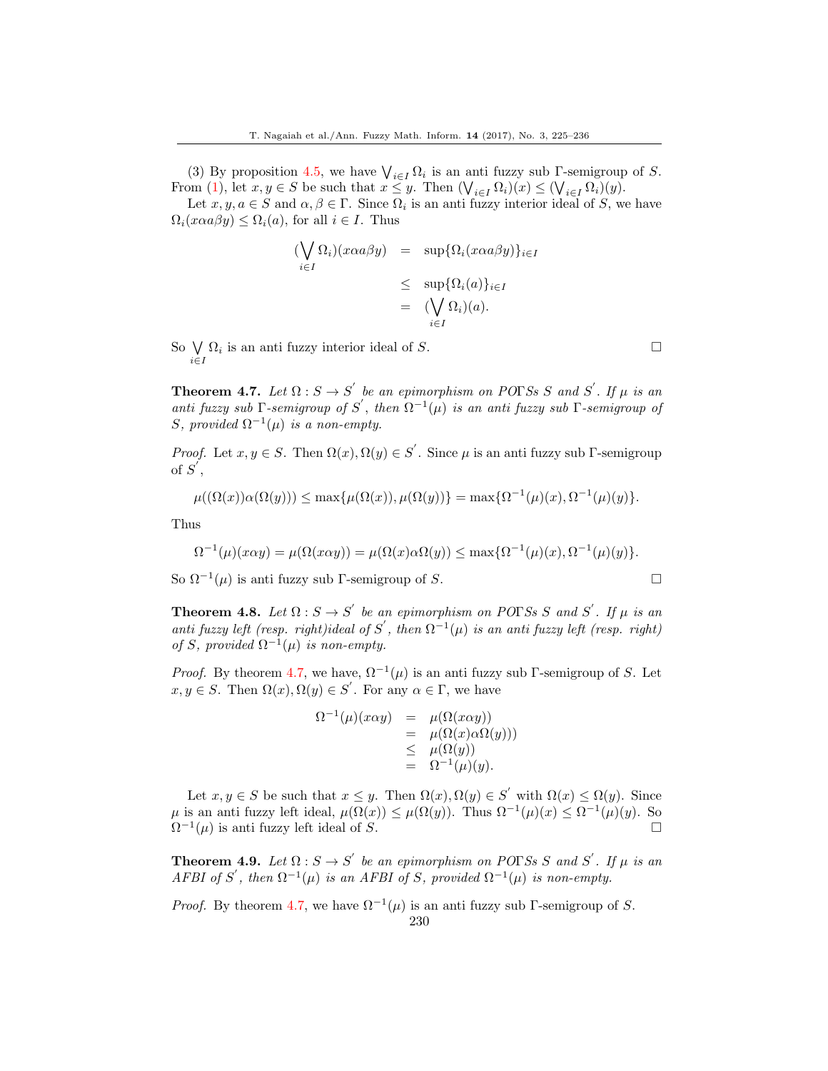(3) By proposition 4.5, we have $\bigvee_{i\in I}\Omega_i$ is an anti fuzzy sub Γ-semigroup of $S$. From (1), let $x, y \in S$ be such that $x \leq y$. Then $(\bigvee_{i\in I}\Omega_i)(x) \leq (\bigvee_{i\in I}\Omega_i)(y)$.

Let $x, y, a \in S$ and $\alpha, \beta \in \Gamma$. Since $\Omega_i$ is an anti fuzzy interior ideal of $S$, we have $\Omega_i(x\alpha a\beta y) \leq \Omega_i(a)$, for all $i \in I$. Thus

$$
\begin{aligned}
(\bigvee_{i\in I}\Omega_i)(x\alpha a\beta y) &= \sup\{\Omega_i(x\alpha a\beta y)\}_{i\in I} \\
&\leq \sup\{\Omega_i(a)\}_{i\in I} \\
&= (\bigvee_{i\in I}\Omega_i)(a).
\end{aligned}
$$

So $\bigvee_{i\in I}\Omega_i$ is an anti fuzzy interior ideal of $S$. □

**Theorem 4.7.** *Let $\Omega : S \to S'$ be an epimorphism on POΓSs $S$ and $S'$. If $\mu$ is an anti fuzzy sub Γ-semigroup of $S'$, then $\Omega^{-1}(\mu)$ is an anti fuzzy sub Γ-semigroup of $S$, provided $\Omega^{-1}(\mu)$ is a non-empty.*

*Proof.* Let $x, y \in S$. Then $\Omega(x), \Omega(y) \in S'$. Since $\mu$ is an anti fuzzy sub Γ-semigroup of $S'$,

$$\mu((\Omega(x))\alpha(\Omega(y))) \leq \max\{\mu(\Omega(x)), \mu(\Omega(y))\} = \max\{\Omega^{-1}(\mu)(x), \Omega^{-1}(\mu)(y)\}.$$

Thus

$$\Omega^{-1}(\mu)(x\alpha y) = \mu(\Omega(x\alpha y)) = \mu(\Omega(x)\alpha\Omega(y)) \leq \max\{\Omega^{-1}(\mu)(x), \Omega^{-1}(\mu)(y)\}.$$

So $\Omega^{-1}(\mu)$ is anti fuzzy sub Γ-semigroup of $S$. □

**Theorem 4.8.** *Let $\Omega : S \to S'$ be an epimorphism on POΓSs $S$ and $S'$. If $\mu$ is an anti fuzzy left (resp. right)ideal of $S'$, then $\Omega^{-1}(\mu)$ is an anti fuzzy left (resp. right) of $S$, provided $\Omega^{-1}(\mu)$ is non-empty.*

*Proof.* By theorem 4.7, we have, $\Omega^{-1}(\mu)$ is an anti fuzzy sub Γ-semigroup of $S$. Let $x, y \in S$. Then $\Omega(x), \Omega(y) \in S'$. For any $\alpha \in \Gamma$, we have

$$
\begin{aligned}
\Omega^{-1}(\mu)(x\alpha y) &= \mu(\Omega(x\alpha y)) \\
&= \mu(\Omega(x)\alpha\Omega(y))) \\
&\leq \mu(\Omega(y)) \\
&= \Omega^{-1}(\mu)(y).
\end{aligned}
$$

Let $x, y \in S$ be such that $x \leq y$. Then $\Omega(x), \Omega(y) \in S'$ with $\Omega(x) \leq \Omega(y)$. Since $\mu$ is an anti fuzzy left ideal, $\mu(\Omega(x)) \leq \mu(\Omega(y))$. Thus $\Omega^{-1}(\mu)(x) \leq \Omega^{-1}(\mu)(y)$. So $\Omega^{-1}(\mu)$ is anti fuzzy left ideal of $S$. □

**Theorem 4.9.** *Let $\Omega : S \to S'$ be an epimorphism on POΓSs $S$ and $S'$. If $\mu$ is an AFBI of $S'$, then $\Omega^{-1}(\mu)$ is an AFBI of $S$, provided $\Omega^{-1}(\mu)$ is non-empty.*

*Proof.* By theorem 4.7, we have $\Omega^{-1}(\mu)$ is an anti fuzzy sub Γ-semigroup of $S$.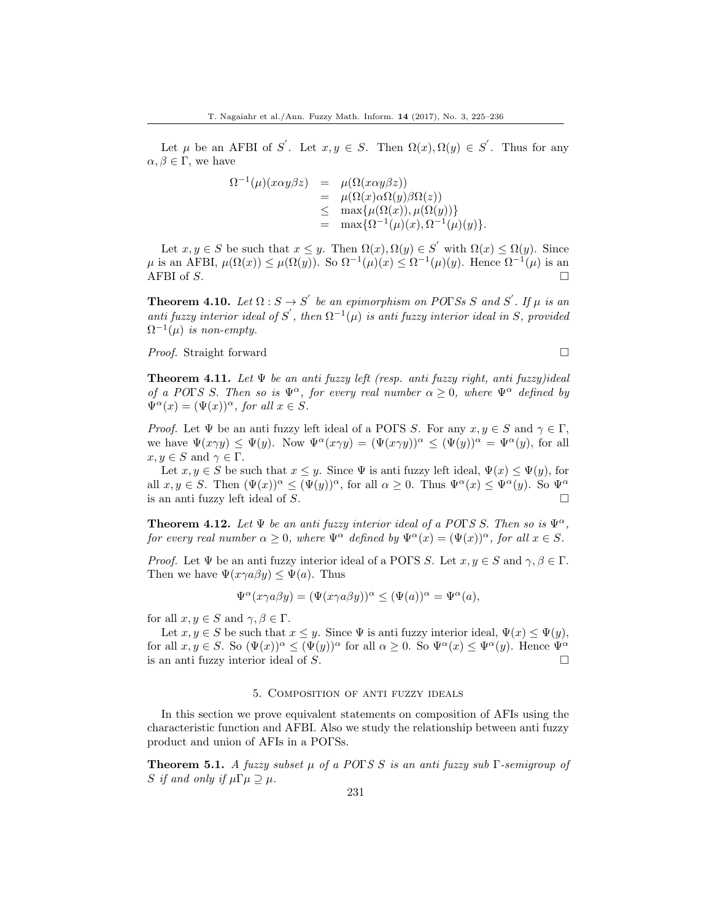Let $\mu$ be an AFBI of $S'$. Let $x, y \in S$. Then $\Omega(x), \Omega(y) \in S'$. Thus for any $\alpha, \beta \in \Gamma$, we have

$$
\begin{aligned}
\Omega^{-1}(\mu)(x\alpha y\beta z) &= \mu(\Omega(x\alpha y\beta z)) \\
&= \mu(\Omega(x)\alpha\Omega(y)\beta\Omega(z)) \\
&\leq \max\{\mu(\Omega(x)), \mu(\Omega(y))\} \\
&= \max\{\Omega^{-1}(\mu)(x), \Omega^{-1}(\mu)(y)\}.
\end{aligned}
$$

Let $x, y \in S$ be such that $x \leq y$. Then $\Omega(x), \Omega(y) \in S'$ with $\Omega(x) \leq \Omega(y)$. Since $\mu$ is an AFBI, $\mu(\Omega(x)) \leq \mu(\Omega(y))$. So $\Omega^{-1}(\mu)(x) \leq \Omega^{-1}(\mu)(y)$. Hence $\Omega^{-1}(\mu)$ is an AFBI of $S$. □

**Theorem 4.10.** *Let $\Omega : S \to S'$ be an epimorphism on PO$\Gamma$Ss $S$ and $S'$. If $\mu$ is an anti fuzzy interior ideal of $S'$, then $\Omega^{-1}(\mu)$ is anti fuzzy interior ideal in $S$, provided $\Omega^{-1}(\mu)$ is non-empty.*

*Proof.* Straight forward □

**Theorem 4.11.** *Let $\Psi$ be an anti fuzzy left (resp. anti fuzzy right, anti fuzzy)ideal of a PO$\Gamma$S $S$. Then so is $\Psi^{\alpha}$, for every real number $\alpha \geq 0$, where $\Psi^{\alpha}$ defined by $\Psi^{\alpha}(x) = (\Psi(x))^{\alpha}$, for all $x \in S$.*

*Proof.* Let $\Psi$ be an anti fuzzy left ideal of a PO$\Gamma$S $S$. For any $x, y \in S$ and $\gamma \in \Gamma$, we have $\Psi(x\gamma y) \leq \Psi(y)$. Now $\Psi^{\alpha}(x\gamma y) = (\Psi(x\gamma y))^{\alpha} \leq (\Psi(y))^{\alpha} = \Psi^{\alpha}(y)$, for all $x, y \in S$ and $\gamma \in \Gamma$.

Let $x, y \in S$ be such that $x \leq y$. Since $\Psi$ is anti fuzzy left ideal, $\Psi(x) \leq \Psi(y)$, for all $x, y \in S$. Then $(\Psi(x))^{\alpha} \leq (\Psi(y))^{\alpha}$, for all $\alpha \geq 0$. Thus $\Psi^{\alpha}(x) \leq \Psi^{\alpha}(y)$. So $\Psi^{\alpha}$ is an anti fuzzy left ideal of $S$. □

**Theorem 4.12.** *Let $\Psi$ be an anti fuzzy interior ideal of a PO$\Gamma$S $S$. Then so is $\Psi^{\alpha}$, for every real number $\alpha \geq 0$, where $\Psi^{\alpha}$ defined by $\Psi^{\alpha}(x) = (\Psi(x))^{\alpha}$, for all $x \in S$.*

*Proof.* Let $\Psi$ be an anti fuzzy interior ideal of a PO$\Gamma$S $S$. Let $x, y \in S$ and $\gamma, \beta \in \Gamma$. Then we have $\Psi(x\gamma a\beta y) \leq \Psi(a)$. Thus

$$\Psi^{\alpha}(x\gamma a\beta y) = (\Psi(x\gamma a\beta y))^{\alpha} \leq (\Psi(a))^{\alpha} = \Psi^{\alpha}(a),$$

for all $x, y \in S$ and $\gamma, \beta \in \Gamma$.

Let $x, y \in S$ be such that $x \leq y$. Since $\Psi$ is anti fuzzy interior ideal, $\Psi(x) \leq \Psi(y)$, for all $x, y \in S$. So $(\Psi(x))^{\alpha} \leq (\Psi(y))^{\alpha}$ for all $\alpha \geq 0$. So $\Psi^{\alpha}(x) \leq \Psi^{\alpha}(y)$. Hence $\Psi^{\alpha}$ is an anti fuzzy interior ideal of $S$. □

## 5. Composition of anti fuzzy ideals

In this section we prove equivalent statements on composition of AFIs using the characteristic function and AFBI. Also we study the relationship between anti fuzzy product and union of AFIs in a PO$\Gamma$Ss.

**Theorem 5.1.** *A fuzzy subset $\mu$ of a PO$\Gamma$S $S$ is an anti fuzzy sub $\Gamma$-semigroup of $S$ if and only if $\mu\Gamma\mu \supseteq \mu$.*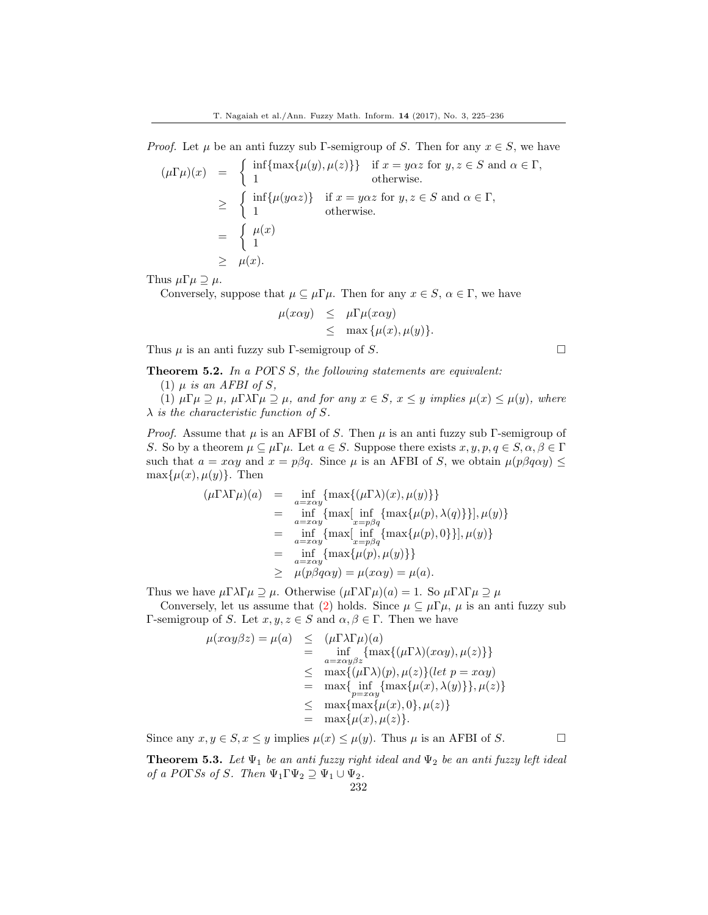*Proof.* Let $\mu$ be an anti fuzzy sub $\Gamma$-semigroup of $S$. Then for any $x \in S$, we have

$$
\begin{aligned}
(\mu\Gamma\mu)(x) &= \begin{cases} \inf\{\max\{\mu(y), \mu(z)\}\} & \text{if } x = y\alpha z \text{ for } y, z \in S \text{ and } \alpha \in \Gamma, \\ 1 & \text{otherwise.} \end{cases} \\
&\geq \begin{cases} \inf\{\mu(y\alpha z)\} & \text{if } x = y\alpha z \text{ for } y, z \in S \text{ and } \alpha \in \Gamma, \\ 1 & \text{otherwise.} \end{cases} \\
&= \begin{cases} \mu(x) \\ 1 \end{cases} \\
&\geq \mu(x).
\end{aligned}
$$

Thus $\mu\Gamma\mu \supseteq \mu$.

Conversely, suppose that $\mu \subseteq \mu\Gamma\mu$. Then for any $x \in S$, $\alpha \in \Gamma$, we have

$$
\begin{aligned}
\mu(x\alpha y) &\leq \mu\Gamma\mu(x\alpha y) \\
&\leq \max\{\mu(x), \mu(y)\}.
\end{aligned}
$$

Thus $\mu$ is an anti fuzzy sub $\Gamma$-semigroup of $S$. $\square$

**Theorem 5.2.** *In a PO$\Gamma$S $S$, the following statements are equivalent:*

(1) *$\mu$ is an AFBI of $S$,*

(1) *$\mu\Gamma\mu \supseteq \mu$, $\mu\Gamma\lambda\Gamma\mu \supseteq \mu$, and for any $x \in S$, $x \leq y$ implies $\mu(x) \leq \mu(y)$, where $\lambda$ is the characteristic function of $S$.*

*Proof.* Assume that $\mu$ is an AFBI of $S$. Then $\mu$ is an anti fuzzy sub $\Gamma$-semigroup of $S$. So by a theorem $\mu \subseteq \mu\Gamma\mu$. Let $a \in S$. Suppose there exists $x, y, p, q \in S, \alpha, \beta \in \Gamma$ such that $a = x\alpha y$ and $x = p\beta q$. Since $\mu$ is an AFBI of $S$, we obtain $\mu(p\beta q\alpha y) \leq \max\{\mu(x), \mu(y)\}$. Then

$$
\begin{aligned}
(\mu\Gamma\lambda\Gamma\mu)(a) &= \inf_{a=x\alpha y}\{\max\{(\mu\Gamma\lambda)(x), \mu(y)\}\} \\
&= \inf_{a=x\alpha y}\{\max[\inf_{x=p\beta q}\{\max\{\mu(p), \lambda(q)\}\}], \mu(y)\} \\
&= \inf_{a=x\alpha y}\{\max[\inf_{x=p\beta q}\{\max\{\mu(p), 0\}\}], \mu(y)\} \\
&= \inf_{a=x\alpha y}\{\max\{\mu(p), \mu(y)\}\} \\
&\geq \mu(p\beta q\alpha y) = \mu(x\alpha y) = \mu(a).
\end{aligned}
$$

Thus we have $\mu\Gamma\lambda\Gamma\mu \supseteq \mu$. Otherwise $(\mu\Gamma\lambda\Gamma\mu)(a) = 1$. So $\mu\Gamma\lambda\Gamma\mu \supseteq \mu$

Conversely, let us assume that (2) holds. Since $\mu \subseteq \mu\Gamma\mu$, $\mu$ is an anti fuzzy sub $\Gamma$-semigroup of $S$. Let $x, y, z \in S$ and $\alpha, \beta \in \Gamma$. Then we have

$$
\begin{aligned}
\mu(x\alpha y\beta z) = \mu(a) &\leq (\mu\Gamma\lambda\Gamma\mu)(a) \\
&= \inf_{a=x\alpha y\beta z}\{\max\{(\mu\Gamma\lambda)(x\alpha y), \mu(z)\}\} \\
&\leq \max\{(\mu\Gamma\lambda)(p), \mu(z)\} (let\ p = x\alpha y) \\
&= \max\{\inf_{p=x\alpha y}\{\max\{\mu(x), \lambda(y)\}\}, \mu(z)\} \\
&\leq \max\{\max\{\mu(x), 0\}, \mu(z)\} \\
&= \max\{\mu(x), \mu(z)\}.
\end{aligned}
$$

Since any $x, y \in S, x \leq y$ implies $\mu(x) \leq \mu(y)$. Thus $\mu$ is an AFBI of $S$. $\square$

**Theorem 5.3.** *Let $\Psi_1$ be an anti fuzzy right ideal and $\Psi_2$ be an anti fuzzy left ideal of a PO$\Gamma$Ss of $S$. Then $\Psi_1\Gamma\Psi_2 \supseteq \Psi_1 \cup \Psi_2$.*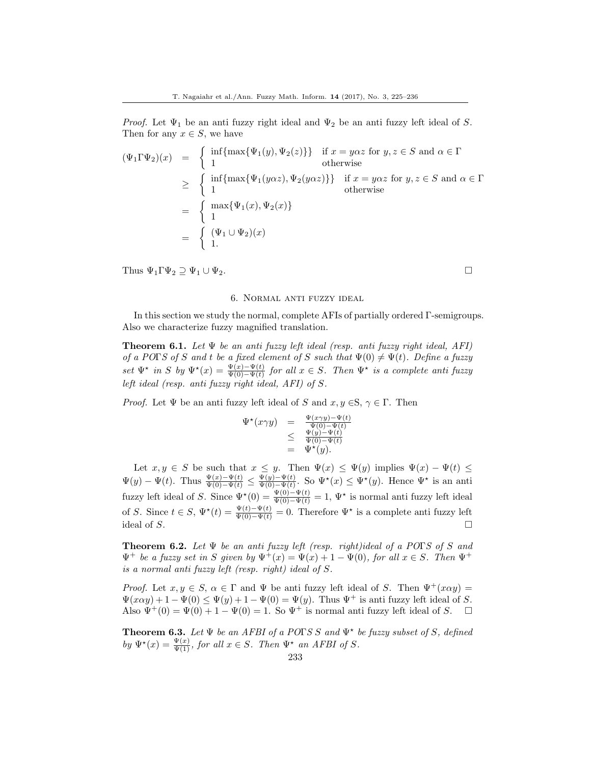*Proof.* Let $\Psi_1$ be an anti fuzzy right ideal and $\Psi_2$ be an anti fuzzy left ideal of $S$. Then for any $x \in S$, we have

$$
\begin{aligned}
(\Psi_1 \Gamma \Psi_2)(x) &= \begin{cases} \inf\{\max\{\Psi_1(y), \Psi_2(z)\}\} & \text{if } x = y\alpha z \text{ for } y, z \in S \text{ and } \alpha \in \Gamma \\ 1 & \text{otherwise} \end{cases} \\
&\geq \begin{cases} \inf\{\max\{\Psi_1(y\alpha z), \Psi_2(y\alpha z)\}\} & \text{if } x = y\alpha z \text{ for } y, z \in S \text{ and } \alpha \in \Gamma \\ 1 & \text{otherwise} \end{cases} \\
&= \begin{cases} \max\{\Psi_1(x), \Psi_2(x)\} \\ 1 \end{cases} \\
&= \begin{cases} (\Psi_1 \cup \Psi_2)(x) \\ 1. \end{cases}
\end{aligned}
$$

Thus $\Psi_1 \Gamma \Psi_2 \supseteq \Psi_1 \cup \Psi_2$. □

## 6. Normal anti fuzzy ideal

In this section we study the normal, complete AFIs of partially ordered Γ-semigroups. Also we characterize fuzzy magnified translation.

**Theorem 6.1.** *Let $\Psi$ be an anti fuzzy left ideal (resp. anti fuzzy right ideal, AFI) of a POΓS of S and t be a fixed element of S such that $\Psi(0) \neq \Psi(t)$. Define a fuzzy set $\Psi^\star$ in S by $\Psi^\star(x) = \frac{\Psi(x)-\Psi(t)}{\Psi(0)-\Psi(t)}$ for all $x \in S$. Then $\Psi^\star$ is a complete anti fuzzy left ideal (resp. anti fuzzy right ideal, AFI) of S.*

*Proof.* Let $\Psi$ be an anti fuzzy left ideal of $S$ and $x, y \in S$, $\gamma \in \Gamma$. Then

$$
\begin{aligned}
\Psi^\star(x\gamma y) &= \frac{\Psi(x\gamma y)-\Psi(t)}{\Psi(0)-\Psi(t)} \\
&\leq \frac{\Psi(y)-\Psi(t)}{\Psi(0)-\Psi(t)} \\
&= \Psi^\star(y).
\end{aligned}
$$

Let $x, y \in S$ be such that $x \leq y$. Then $\Psi(x) \leq \Psi(y)$ implies $\Psi(x) - \Psi(t) \leq \Psi(y) - \Psi(t)$. Thus $\frac{\Psi(x)-\Psi(t)}{\Psi(0)-\Psi(t)} \leq \frac{\Psi(y)-\Psi(t)}{\Psi(0)-\Psi(t)}$. So $\Psi^\star(x) \leq \Psi^\star(y)$. Hence $\Psi^\star$ is an anti fuzzy left ideal of $S$. Since $\Psi^\star(0) = \frac{\Psi(0)-\Psi(t)}{\Psi(0)-\Psi(t)} = 1$, $\Psi^\star$ is normal anti fuzzy left ideal of $S$. Since $t \in S$, $\Psi^\star(t) = \frac{\Psi(t)-\Psi(t)}{\Psi(0)-\Psi(t)} = 0$. Therefore $\Psi^\star$ is a complete anti fuzzy left ideal of $S$. □

**Theorem 6.2.** *Let $\Psi$ be an anti fuzzy left (resp. right)ideal of a POΓS of S and $\Psi^+$ be a fuzzy set in S given by $\Psi^+(x) = \Psi(x) + 1 - \Psi(0)$, for all $x \in S$. Then $\Psi^+$ is a normal anti fuzzy left (resp. right) ideal of S.*

*Proof.* Let $x, y \in S$, $\alpha \in \Gamma$ and $\Psi$ be anti fuzzy left ideal of $S$. Then $\Psi^+(x\alpha y) = \Psi(x\alpha y) + 1 - \Psi(0) \leq \Psi(y) + 1 - \Psi(0) = \Psi(y)$. Thus $\Psi^+$ is anti fuzzy left ideal of $S$. Also $\Psi^+(0) = \Psi(0) + 1 - \Psi(0) = 1$. So $\Psi^+$ is normal anti fuzzy left ideal of $S$. □

**Theorem 6.3.** *Let $\Psi$ be an AFBI of a POΓS S and $\Psi^\star$ be fuzzy subset of S, defined by $\Psi^\star(x) = \frac{\Psi(x)}{\Psi(1)}$, for all $x \in S$. Then $\Psi^\star$ an AFBI of S.*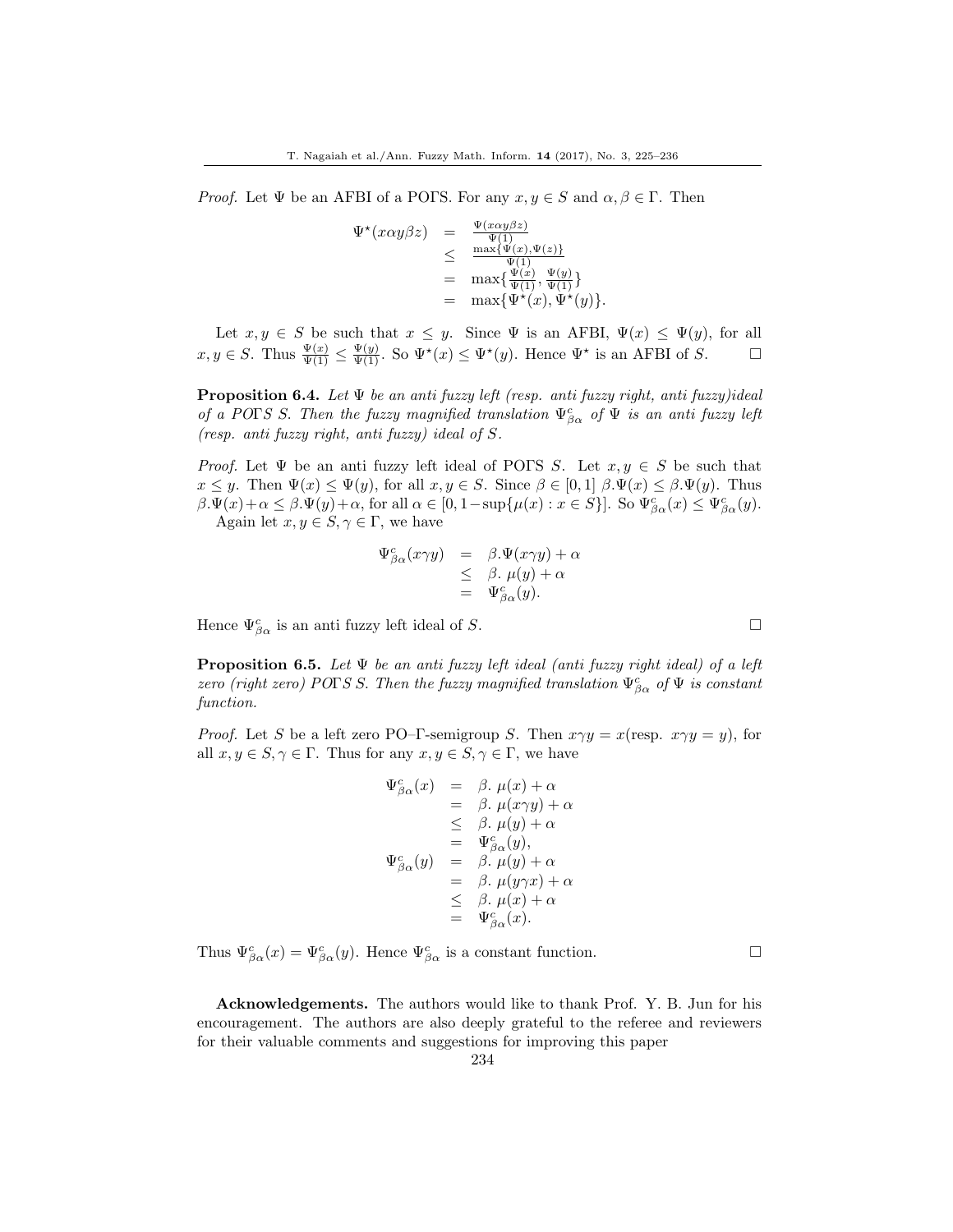*Proof.* Let $\Psi$ be an AFBI of a POΓS. For any $x, y \in S$ and $\alpha, \beta \in \Gamma$. Then

$$\begin{aligned}
\Psi^{\star}(x\alpha y\beta z) &= \frac{\Psi(x\alpha y\beta z)}{\Psi(1)} \\
&\leq \frac{\max\{\Psi(x), \Psi(z)\}}{\Psi(1)} \\
&= \max\{\frac{\Psi(x)}{\Psi(1)}, \frac{\Psi(y)}{\Psi(1)}\} \\
&= \max\{\Psi^{\star}(x), \Psi^{\star}(y)\}.
\end{aligned}$$

Let $x, y \in S$ be such that $x \leq y$. Since $\Psi$ is an AFBI, $\Psi(x) \leq \Psi(y)$, for all $x, y \in S$. Thus $\frac{\Psi(x)}{\Psi(1)} \leq \frac{\Psi(y)}{\Psi(1)}$. So $\Psi^{\star}(x) \leq \Psi^{\star}(y)$. Hence $\Psi^{\star}$ is an AFBI of $S$. □

**Proposition 6.4.** *Let $\Psi$ be an anti fuzzy left (resp. anti fuzzy right, anti fuzzy)ideal of a POΓS S. Then the fuzzy magnified translation $\Psi^c_{\beta\alpha}$ of $\Psi$ is an anti fuzzy left (resp. anti fuzzy right, anti fuzzy) ideal of S.*

*Proof.* Let $\Psi$ be an anti fuzzy left ideal of POΓS $S$. Let $x, y \in S$ be such that $x \leq y$. Then $\Psi(x) \leq \Psi(y)$, for all $x, y \in S$. Since $\beta \in [0, 1]$ $\beta.\Psi(x) \leq \beta.\Psi(y)$. Thus $\beta.\Psi(x)+\alpha \leq \beta.\Psi(y)+\alpha$, for all $\alpha \in [0, 1-\sup\{\mu(x) : x \in S\}]$. So $\Psi^c_{\beta\alpha}(x) \leq \Psi^c_{\beta\alpha}(y)$.

Again let $x, y \in S, \gamma \in \Gamma$, we have

$$\begin{aligned}
\Psi^c_{\beta\alpha}(x\gamma y) &= \beta.\Psi(x\gamma y) + \alpha \\
&\leq \beta.\ \mu(y) + \alpha \\
&= \Psi^c_{\beta\alpha}(y).
\end{aligned}$$

Hence $\Psi^c_{\beta\alpha}$ is an anti fuzzy left ideal of $S$. □

**Proposition 6.5.** *Let $\Psi$ be an anti fuzzy left ideal (anti fuzzy right ideal) of a left zero (right zero) POΓS S. Then the fuzzy magnified translation $\Psi^c_{\beta\alpha}$ of $\Psi$ is constant function.*

*Proof.* Let $S$ be a left zero PO–Γ-semigroup $S$. Then $x\gamma y = x$(resp. $x\gamma y = y$), for all $x, y \in S, \gamma \in \Gamma$. Thus for any $x, y \in S, \gamma \in \Gamma$, we have

$$\begin{aligned}
\Psi^c_{\beta\alpha}(x) &= \beta.\ \mu(x) + \alpha \\
&= \beta.\ \mu(x\gamma y) + \alpha \\
&\leq \beta.\ \mu(y) + \alpha \\
&= \Psi^c_{\beta\alpha}(y), \\
\Psi^c_{\beta\alpha}(y) &= \beta.\ \mu(y) + \alpha \\
&= \beta.\ \mu(y\gamma x) + \alpha \\
&\leq \beta.\ \mu(x) + \alpha \\
&= \Psi^c_{\beta\alpha}(x).
\end{aligned}$$

Thus $\Psi^c_{\beta\alpha}(x) = \Psi^c_{\beta\alpha}(y)$. Hence $\Psi^c_{\beta\alpha}$ is a constant function. □

**Acknowledgements.** The authors would like to thank Prof. Y. B. Jun for his encouragement. The authors are also deeply grateful to the referee and reviewers for their valuable comments and suggestions for improving this paper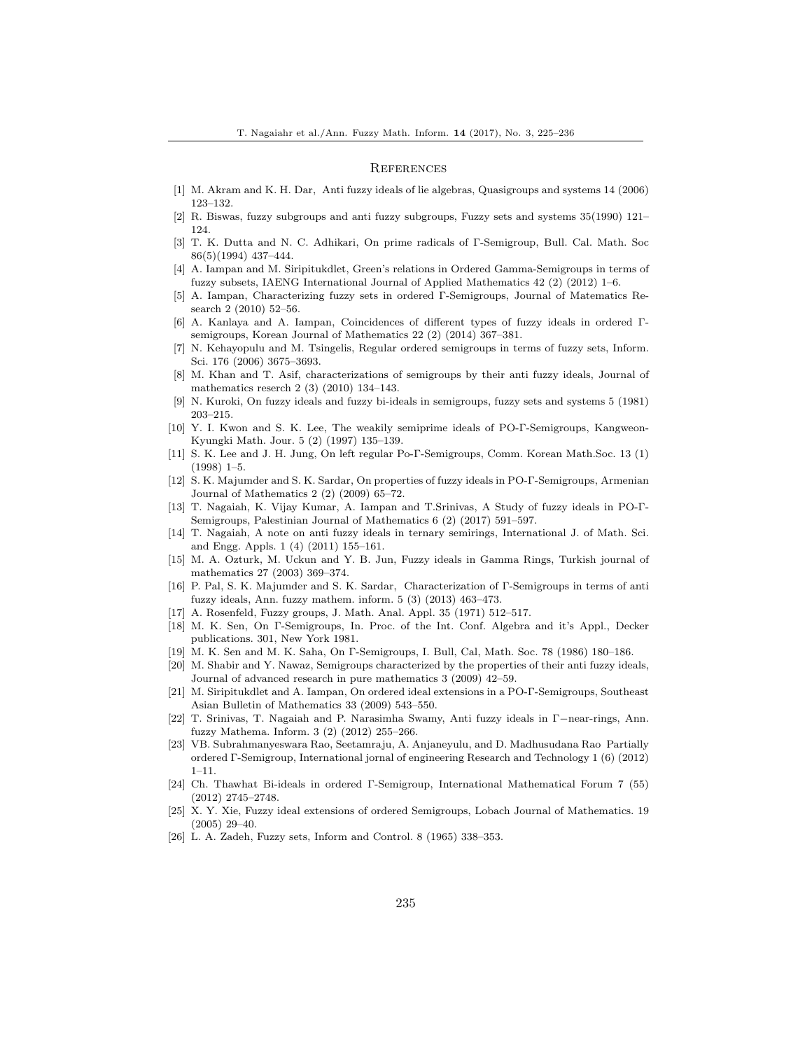## References

[1] M. Akram and K. H. Dar, Anti fuzzy ideals of lie algebras, Quasigroups and systems 14 (2006) 123–132.

[2] R. Biswas, fuzzy subgroups and anti fuzzy subgroups, Fuzzy sets and systems 35(1990) 121–124.

[3] T. K. Dutta and N. C. Adhikari, On prime radicals of Γ-Semigroup, Bull. Cal. Math. Soc 86(5)(1994) 437–444.

[4] A. Iampan and M. Siripitukdlet, Green's relations in Ordered Gamma-Semigroups in terms of fuzzy subsets, IAENG International Journal of Applied Mathematics 42 (2) (2012) 1–6.

[5] A. Iampan, Characterizing fuzzy sets in ordered Γ-Semigroups, Journal of Matematics Research 2 (2010) 52–56.

[6] A. Kanlaya and A. Iampan, Coincidences of different types of fuzzy ideals in ordered Γ-semigroups, Korean Journal of Mathematics 22 (2) (2014) 367–381.

[7] N. Kehayopulu and M. Tsingelis, Regular ordered semigroups in terms of fuzzy sets, Inform. Sci. 176 (2006) 3675–3693.

[8] M. Khan and T. Asif, characterizations of semigroups by their anti fuzzy ideals, Journal of mathematics reserch 2 (3) (2010) 134–143.

[9] N. Kuroki, On fuzzy ideals and fuzzy bi-ideals in semigroups, fuzzy sets and systems 5 (1981) 203–215.

[10] Y. I. Kwon and S. K. Lee, The weakily semiprime ideals of PO-Γ-Semigroups, Kangweon-Kyungki Math. Jour. 5 (2) (1997) 135–139.

[11] S. K. Lee and J. H. Jung, On left regular Po-Γ-Semigroups, Comm. Korean Math.Soc. 13 (1) (1998) 1–5.

[12] S. K. Majumder and S. K. Sardar, On properties of fuzzy ideals in PO-Γ-Semigroups, Armenian Journal of Mathematics 2 (2) (2009) 65–72.

[13] T. Nagaiah, K. Vijay Kumar, A. Iampan and T.Srinivas, A Study of fuzzy ideals in PO-Γ-Semigroups, Palestinian Journal of Mathematics 6 (2) (2017) 591–597.

[14] T. Nagaiah, A note on anti fuzzy ideals in ternary semirings, International J. of Math. Sci. and Engg. Appls. 1 (4) (2011) 155–161.

[15] M. A. Ozturk, M. Uckun and Y. B. Jun, Fuzzy ideals in Gamma Rings, Turkish journal of mathematics 27 (2003) 369–374.

[16] P. Pal, S. K. Majumder and S. K. Sardar, Characterization of Γ-Semigroups in terms of anti fuzzy ideals, Ann. fuzzy mathem. inform. 5 (3) (2013) 463–473.

[17] A. Rosenfeld, Fuzzy groups, J. Math. Anal. Appl. 35 (1971) 512–517.

[18] M. K. Sen, On Γ-Semigroups, In. Proc. of the Int. Conf. Algebra and it's Appl., Decker publications. 301, New York 1981.

[19] M. K. Sen and M. K. Saha, On Γ-Semigroups, I. Bull, Cal, Math. Soc. 78 (1986) 180–186.

[20] M. Shabir and Y. Nawaz, Semigroups characterized by the properties of their anti fuzzy ideals, Journal of advanced research in pure mathematics 3 (2009) 42–59.

[21] M. Siripitukdlet and A. Iampan, On ordered ideal extensions in a PO-Γ-Semigroups, Southeast Asian Bulletin of Mathematics 33 (2009) 543–550.

[22] T. Srinivas, T. Nagaiah and P. Narasimha Swamy, Anti fuzzy ideals in Γ−near-rings, Ann. fuzzy Mathema. Inform. 3 (2) (2012) 255–266.

[23] VB. Subrahmanyeswara Rao, Seetamraju, A. Anjaneyulu, and D. Madhusudana Rao Partially ordered Γ-Semigroup, International jornal of engineering Research and Technology 1 (6) (2012) 1–11.

[24] Ch. Thawhat Bi-ideals in ordered Γ-Semigroup, International Mathematical Forum 7 (55) (2012) 2745–2748.

[25] X. Y. Xie, Fuzzy ideal extensions of ordered Semigroups, Lobach Journal of Mathematics. 19 (2005) 29–40.

[26] L. A. Zadeh, Fuzzy sets, Inform and Control. 8 (1965) 338–353.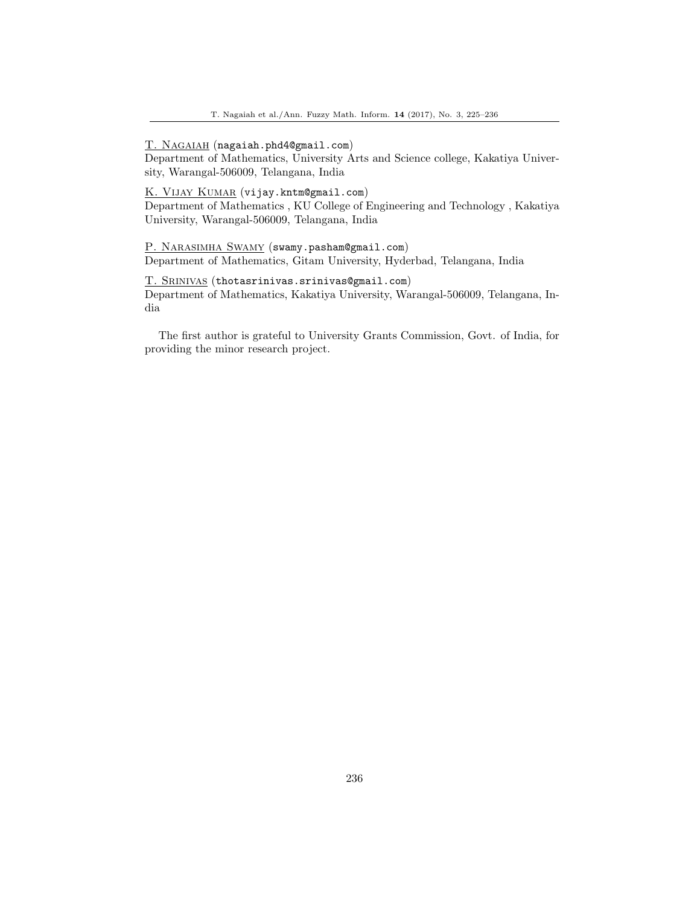T. Nagaiah (nagaiah.phd4@gmail.com)
Department of Mathematics, University Arts and Science college, Kakatiya University, Warangal-506009, Telangana, India

K. Vijay Kumar (vijay.kntm@gmail.com)
Department of Mathematics , KU College of Engineering and Technology , Kakatiya University, Warangal-506009, Telangana, India

P. Narasimha Swamy (swamy.pasham@gmail.com)
Department of Mathematics, Gitam University, Hyderbad, Telangana, India

T. Srinivas (thotasrinivas.srinivas@gmail.com)
Department of Mathematics, Kakatiya University, Warangal-506009, Telangana, India

The first author is grateful to University Grants Commission, Govt. of India, for providing the minor research project.